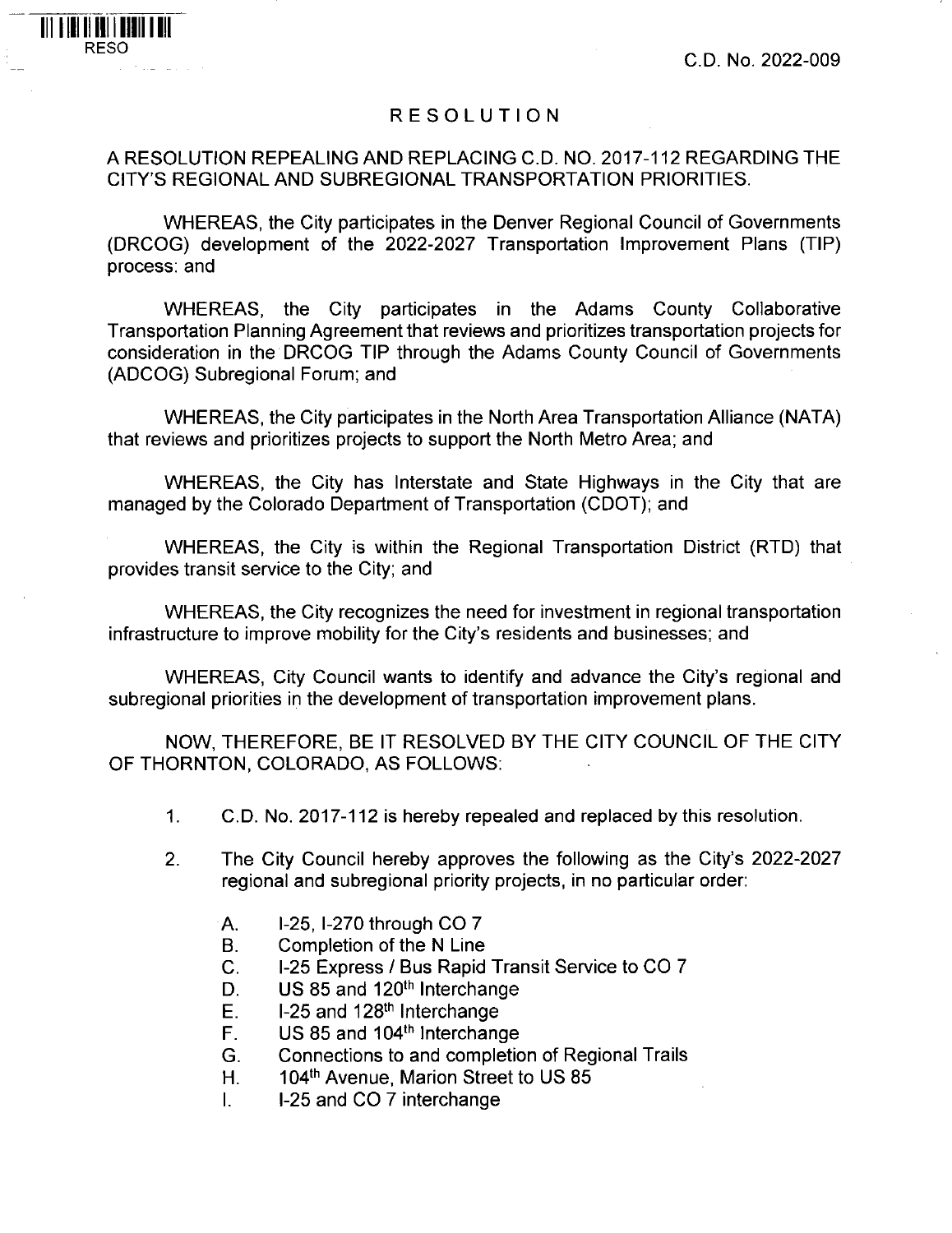RESO

C.D. No. 2022-009

# RESOLUTION

A RESOLUTION REPEALING AND REPLACING C.D. NO. 2017-112 REGARDING THE CITY'S REGIONAL AND SUBREGIONAL TRANSPORTATION PRIORITIES.

WHEREAS, the City participates in the Denver Regional Council of Governments (DRCOG) development of the 2022-2027 Transportation Improvement Plans (TIP) process: and

WHEREAS, the City participates in the Adams County Collaborative Transportation Planning Agreement that reviews and prioritizes transportation projects for consideration in the DRCOG TIP through the Adams County Council of Governments (ADCOG) Subregional Forum; and

WHEREAS, the City participates in the North Area Transportation Alliance (NATA) that reviews and prioritizes projects to support the North Metro Area; and

WHEREAS, the City has Interstate and State Highways in the City that are managed by the Colorado Department of Transportation (CDOT); and

WHEREAS, the City is within the Regional Transportation District (RTD) that provides transit service to the City; and

WHEREAS, the City recognizes the need for investment in regional transportation infrastructure to improve mobility for the City's residents and businesses; and

WHEREAS, City Council wants to identify and advance the City's regional and subregional priorities in the development of transportation improvement plans.

NOW, THEREFORE, BE IT RESOLVED BY THE CITY COUNCIL OF THE CITY OF THORNTON, COLORADO, AS FOLLOWS:

1. C.D. No. 2017-112 is hereby repealed and replaced by this resolution.

2. The City Council hereby approves the following as the City's 2022-2027 regional and subregional priority projects, in no particular order:

   A. I-25, I-270 through CO 7
   B. Completion of the N Line
   C. I-25 Express / Bus Rapid Transit Service to CO 7
   D. US 85 and 120th Interchange
   E. I-25 and 128th Interchange
   F. US 85 and 104th Interchange
   G. Connections to and completion of Regional Trails
   H. 104th Avenue, Marion Street to US 85
   I. I-25 and CO 7 interchange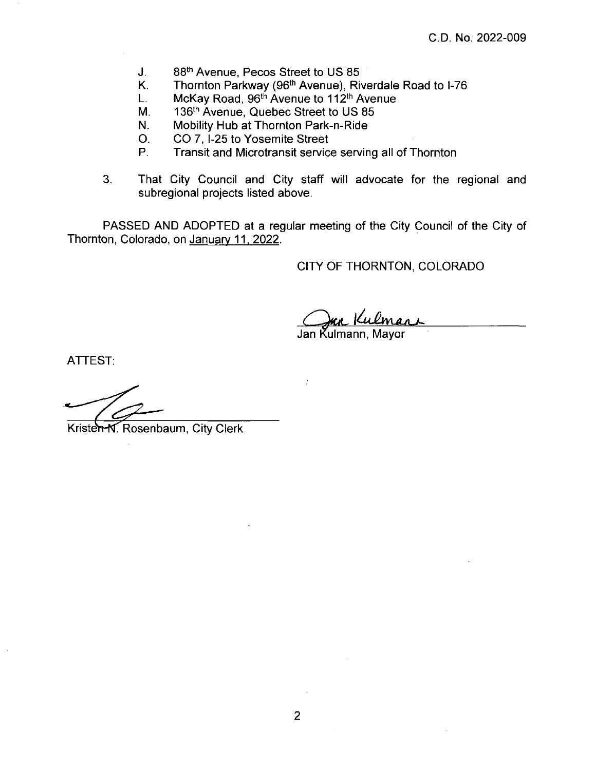C.D. No. 2022-009

J. 88th Avenue, Pecos Street to US 85
K. Thornton Parkway (96th Avenue), Riverdale Road to I-76
L. McKay Road, 96th Avenue to 112th Avenue
M. 136th Avenue, Quebec Street to US 85
N. Mobility Hub at Thornton Park-n-Ride
O. CO 7, I-25 to Yosemite Street
P. Transit and Microtransit service serving all of Thornton

3. That City Council and City staff will advocate for the regional and subregional projects listed above.

PASSED AND ADOPTED at a regular meeting of the City Council of the City of Thornton, Colorado, on January 11, 2022.

CITY OF THORNTON, COLORADO

Jan Kulmann, Mayor

ATTEST:

Kristen N. Rosenbaum, City Clerk